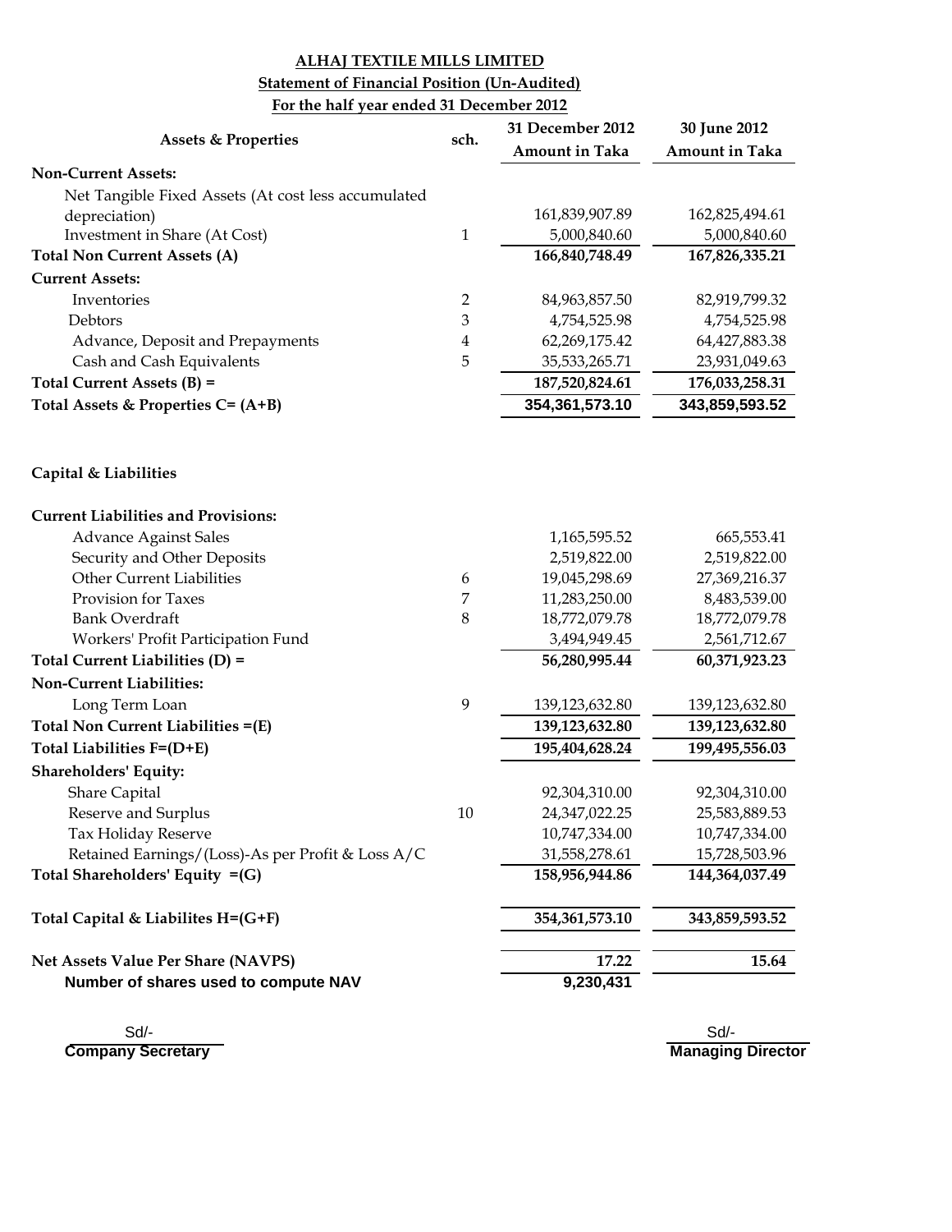# ALHAJ TEXTILE MILLS LIMITED

## Statement of Financial Position (Un-Audited)

### For the half year ended 31 December 2012

| Assets & Properties | sch. | 31 December 2012 Amount in Taka | 30 June 2012 Amount in Taka |
|---|---|---|---|
| **Non-Current Assets:** | | | |
| Net Tangible Fixed Assets (At cost less accumulated depreciation) | | 161,839,907.89 | 162,825,494.61 |
| Investment in Share (At Cost) | 1 | 5,000,840.60 | 5,000,840.60 |
| **Total Non Current Assets (A)** | | **166,840,748.49** | **167,826,335.21** |
| **Current Assets:** | | | |
| Inventories | 2 | 84,963,857.50 | 82,919,799.32 |
| Debtors | 3 | 4,754,525.98 | 4,754,525.98 |
| Advance, Deposit and Prepayments | 4 | 62,269,175.42 | 64,427,883.38 |
| Cash and Cash Equivalents | 5 | 35,533,265.71 | 23,931,049.63 |
| **Total Current Assets (B) =** | | **187,520,824.61** | **176,033,258.31** |
| **Total Assets & Properties C= (A+B)** | | **354,361,573.10** | **343,859,593.52** |

**Capital & Liabilities**

| | sch. | 31 December 2012 Amount in Taka | 30 June 2012 Amount in Taka |
|---|---|---|---|
| **Current Liabilities and Provisions:** | | | |
| Advance Against Sales | | 1,165,595.52 | 665,553.41 |
| Security and Other Deposits | | 2,519,822.00 | 2,519,822.00 |
| Other Current Liabilities | 6 | 19,045,298.69 | 27,369,216.37 |
| Provision for Taxes | 7 | 11,283,250.00 | 8,483,539.00 |
| Bank Overdraft | 8 | 18,772,079.78 | 18,772,079.78 |
| Workers' Profit Participation Fund | | 3,494,949.45 | 2,561,712.67 |
| **Total Current Liabilities (D) =** | | **56,280,995.44** | **60,371,923.23** |
| **Non-Current Liabilities:** | | | |
| Long Term Loan | 9 | 139,123,632.80 | 139,123,632.80 |
| **Total Non Current Liabilities =(E)** | | **139,123,632.80** | **139,123,632.80** |
| **Total Liabilities F=(D+E)** | | **195,404,628.24** | **199,495,556.03** |
| **Shareholders' Equity:** | | | |
| Share Capital | | 92,304,310.00 | 92,304,310.00 |
| Reserve and Surplus | 10 | 24,347,022.25 | 25,583,889.53 |
| Tax Holiday Reserve | | 10,747,334.00 | 10,747,334.00 |
| Retained Earnings/(Loss)-As per Profit & Loss A/C | | 31,558,278.61 | 15,728,503.96 |
| **Total Shareholders' Equity =(G)** | | **158,956,944.86** | **144,364,037.49** |
| **Total Capital & Liabilites H=(G+F)** | | **354,361,573.10** | **343,859,593.52** |
| **Net Assets Value Per Share (NAVPS)** | | **17.22** | **15.64** |
| **Number of shares used to compute NAV** | | **9,230,431** | |

Sd/-
**Company Secretary**

Sd/-
**Managing Director**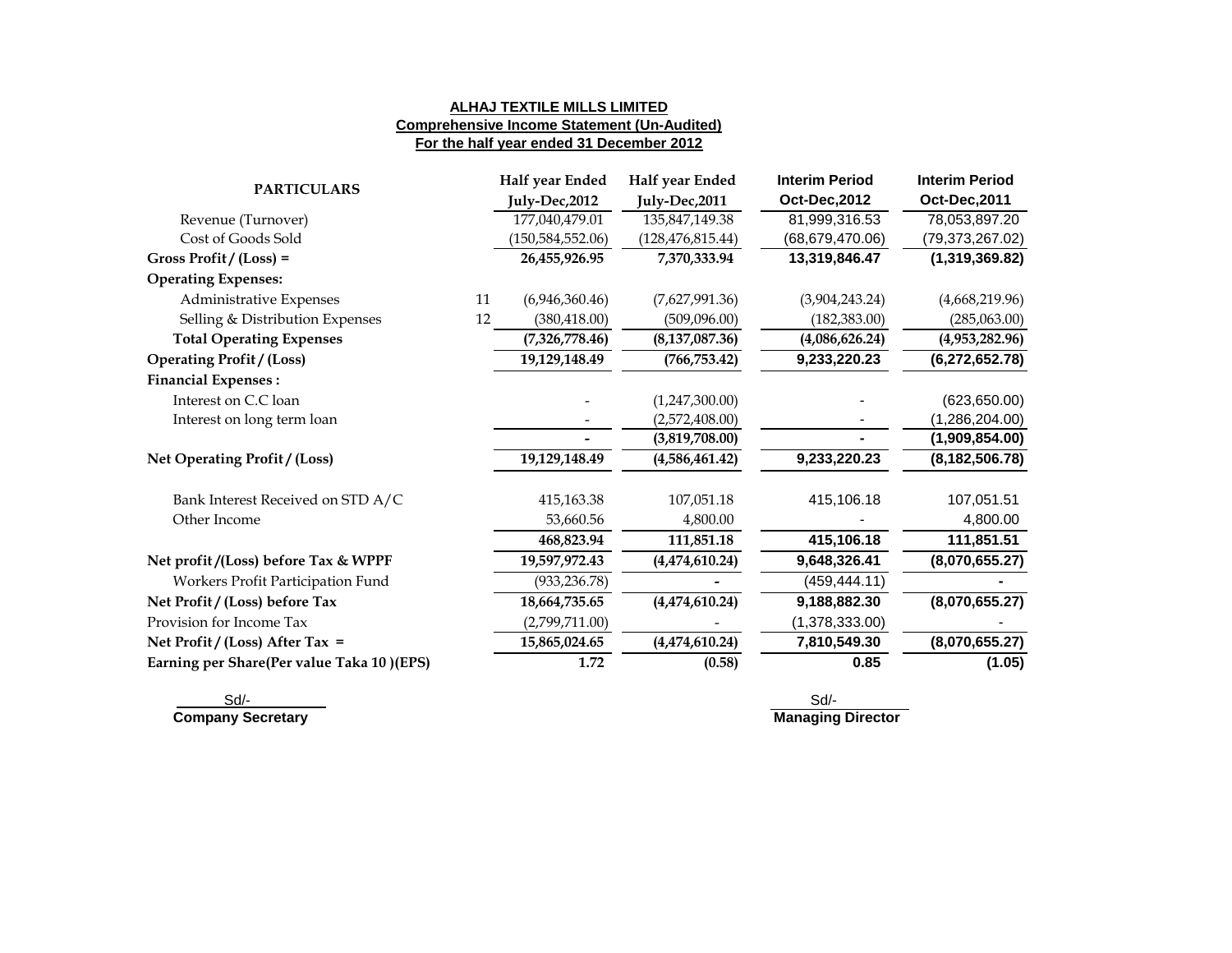**ALHAJ TEXTILE MILLS LIMITED**
**Comprehensive Income Statement (Un-Audited)**
**For the half year ended 31 December 2012**

| PARTICULARS | | Half year Ended July-Dec,2012 | Half year Ended July-Dec,2011 | Interim Period Oct-Dec,2012 | Interim Period Oct-Dec,2011 |
|---|---|---|---|---|---|
| Revenue (Turnover) | | 177,040,479.01 | 135,847,149.38 | 81,999,316.53 | 78,053,897.20 |
| Cost of Goods Sold | | (150,584,552.06) | (128,476,815.44) | (68,679,470.06) | (79,373,267.02) |
| **Gross Profit / (Loss) =** | | **26,455,926.95** | **7,370,333.94** | **13,319,846.47** | **(1,319,369.82)** |
| **Operating Expenses:** | | | | | |
| Administrative Expenses | 11 | (6,946,360.46) | (7,627,991.36) | (3,904,243.24) | (4,668,219.96) |
| Selling & Distribution Expenses | 12 | (380,418.00) | (509,096.00) | (182,383.00) | (285,063.00) |
| **Total Operating Expenses** | | **(7,326,778.46)** | **(8,137,087.36)** | **(4,086,626.24)** | **(4,953,282.96)** |
| **Operating Profit / (Loss)** | | **19,129,148.49** | **(766,753.42)** | **9,233,220.23** | **(6,272,652.78)** |
| **Financial Expenses :** | | | | | |
| Interest on C.C loan | | - | (1,247,300.00) | - | (623,650.00) |
| Interest on long term loan | | - | (2,572,408.00) | - | (1,286,204.00) |
| | | **-** | **(3,819,708.00)** | **-** | **(1,909,854.00)** |
| **Net Operating Profit / (Loss)** | | **19,129,148.49** | **(4,586,461.42)** | **9,233,220.23** | **(8,182,506.78)** |
| Bank Interest Received on STD A/C | | 415,163.38 | 107,051.18 | 415,106.18 | 107,051.51 |
| Other Income | | 53,660.56 | 4,800.00 | - | 4,800.00 |
| | | **468,823.94** | **111,851.18** | **415,106.18** | **111,851.51** |
| **Net profit /(Loss) before Tax & WPPF** | | **19,597,972.43** | **(4,474,610.24)** | **9,648,326.41** | **(8,070,655.27)** |
| Workers Profit Participation Fund | | (933,236.78) | **-** | (459,444.11) | **-** |
| **Net Profit / (Loss) before Tax** | | **18,664,735.65** | **(4,474,610.24)** | **9,188,882.30** | **(8,070,655.27)** |
| Provision for Income Tax | | (2,799,711.00) | - | (1,378,333.00) | - |
| **Net Profit / (Loss) After Tax =** | | **15,865,024.65** | **(4,474,610.24)** | **7,810,549.30** | **(8,070,655.27)** |
| **Earning per Share(Per value Taka 10 )(EPS)** | | **1.72** | **(0.58)** | **0.85** | **(1.05)** |

Sd/-
**Company Secretary**

Sd/-
**Managing Director**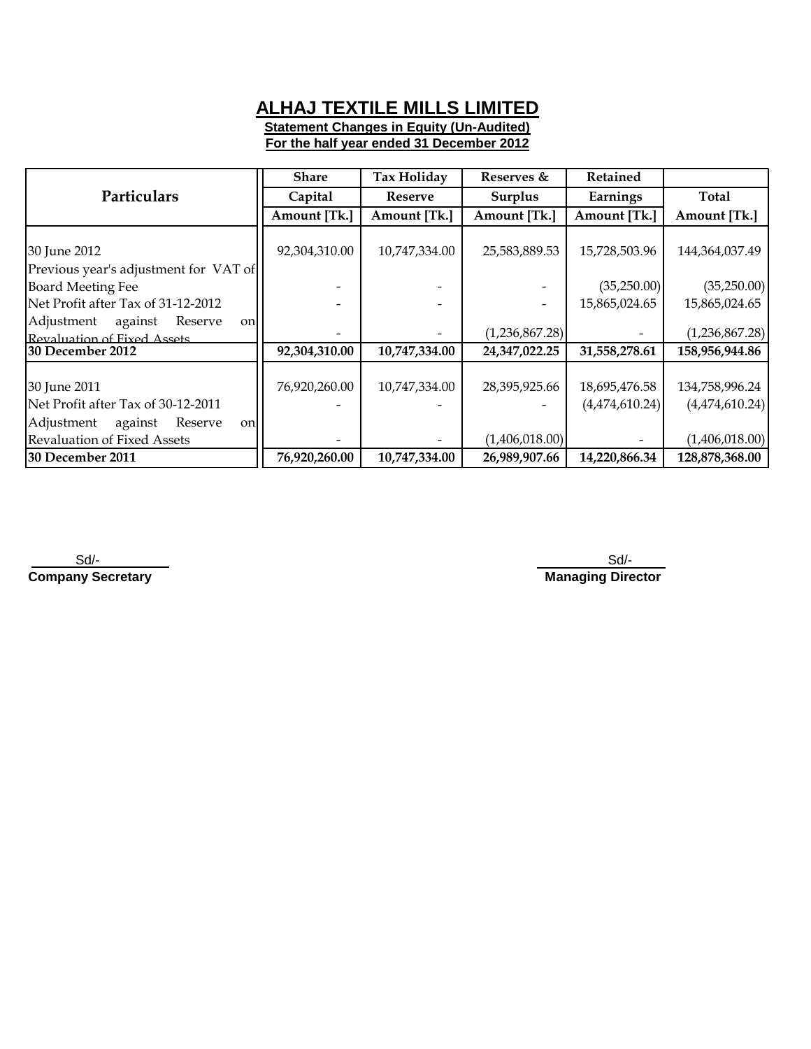# ALHAJ TEXTILE MILLS LIMITED

**Statement Changes in Equity (Un-Audited)**

**For the half year ended 31 December 2012**

| Particulars | Share Capital Amount [Tk.] | Tax Holiday Reserve Amount [Tk.] | Reserves & Surplus Amount [Tk.] | Retained Earnings Amount [Tk.] | Total Amount [Tk.] |
|---|---|---|---|---|---|
| 30 June 2012 | 92,304,310.00 | 10,747,334.00 | 25,583,889.53 | 15,728,503.96 | 144,364,037.49 |
| Previous year's adjustment for VAT of Board Meeting Fee | - | - | - | (35,250.00) | (35,250.00) |
| Net Profit after Tax of 31-12-2012 | - | - | - | 15,865,024.65 | 15,865,024.65 |
| Adjustment against Reserve on Revaluation of Fixed Assets | - | - | (1,236,867.28) | - | (1,236,867.28) |
| **30 December 2012** | **92,304,310.00** | **10,747,334.00** | **24,347,022.25** | **31,558,278.61** | **158,956,944.86** |
| 30 June 2011 | 76,920,260.00 | 10,747,334.00 | 28,395,925.66 | 18,695,476.58 | 134,758,996.24 |
| Net Profit after Tax of 30-12-2011 | - | - | - | (4,474,610.24) | (4,474,610.24) |
| Adjustment against Reserve on Revaluation of Fixed Assets | - | - | (1,406,018.00) | - | (1,406,018.00) |
| **30 December 2011** | **76,920,260.00** | **10,747,334.00** | **26,989,907.66** | **14,220,866.34** | **128,878,368.00** |

Sd/-
**Company Secretary**

Sd/-
**Managing Director**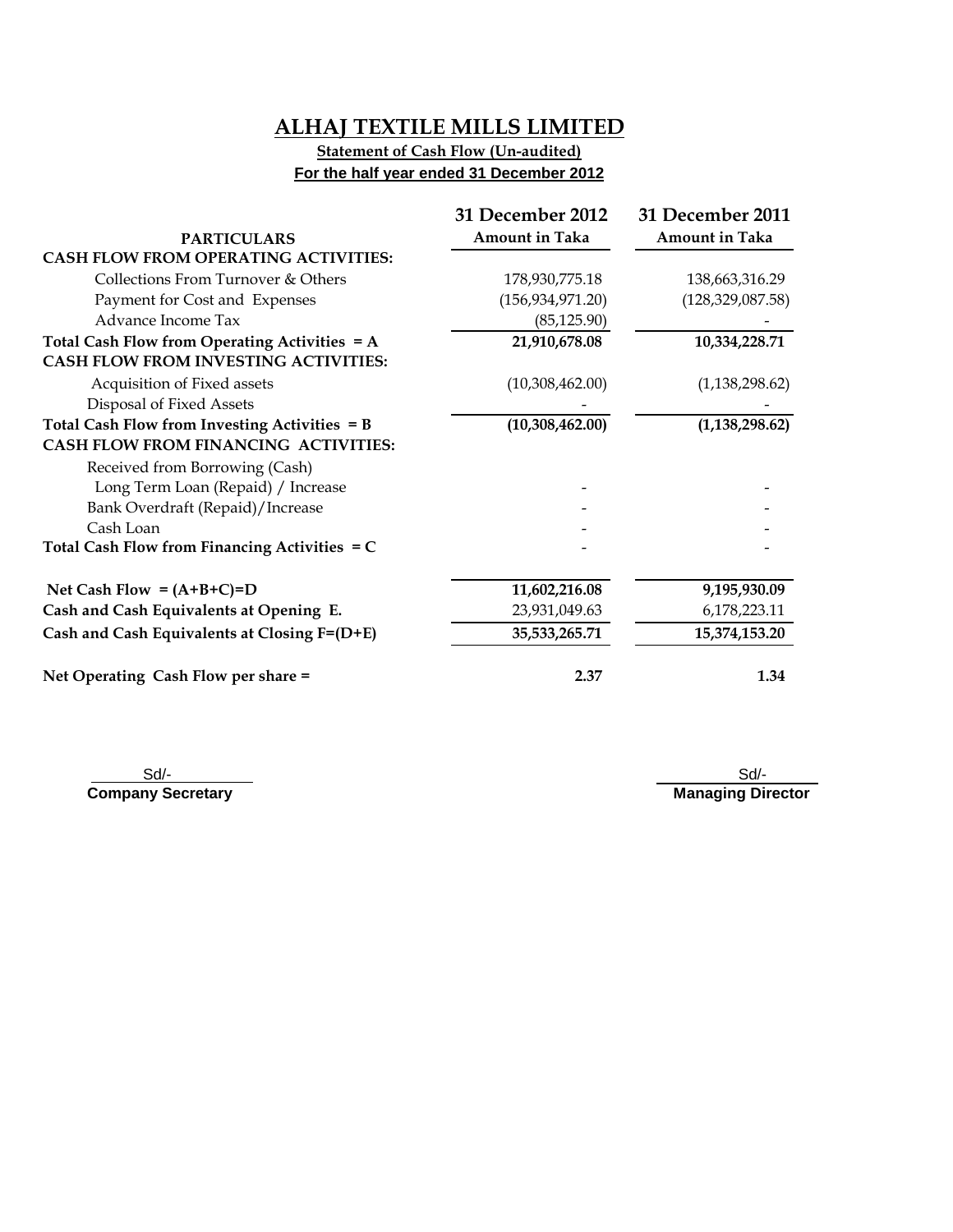# ALHAJ TEXTILE MILLS LIMITED

**Statement of Cash Flow (Un-audited)**

**For the half year ended 31 December 2012**

| PARTICULARS | 31 December 2012 Amount in Taka | 31 December 2011 Amount in Taka |
|---|---|---|
| **CASH FLOW FROM OPERATING ACTIVITIES:** | | |
| Collections From Turnover & Others | 178,930,775.18 | 138,663,316.29 |
| Payment for Cost and Expenses | (156,934,971.20) | (128,329,087.58) |
| Advance Income Tax | (85,125.90) | - |
| **Total Cash Flow from Operating Activities = A** | **21,910,678.08** | **10,334,228.71** |
| **CASH FLOW FROM INVESTING ACTIVITIES:** | | |
| Acquisition of Fixed assets | (10,308,462.00) | (1,138,298.62) |
| Disposal of Fixed Assets | - | - |
| **Total Cash Flow from Investing Activities = B** | **(10,308,462.00)** | **(1,138,298.62)** |
| **CASH FLOW FROM FINANCING ACTIVITIES:** | | |
| Received from Borrowing (Cash) | | |
| Long Term Loan (Repaid) / Increase | - | - |
| Bank Overdraft (Repaid)/Increase | - | - |
| Cash Loan | - | - |
| **Total Cash Flow from Financing Activities = C** | - | - |
| **Net Cash Flow = (A+B+C)=D** | **11,602,216.08** | **9,195,930.09** |
| **Cash and Cash Equivalents at Opening E.** | 23,931,049.63 | 6,178,223.11 |
| **Cash and Cash Equivalents at Closing F=(D+E)** | **35,533,265.71** | **15,374,153.20** |
| **Net Operating Cash Flow per share =** | **2.37** | **1.34** |

Sd/-
**Company Secretary**

Sd/-
**Managing Director**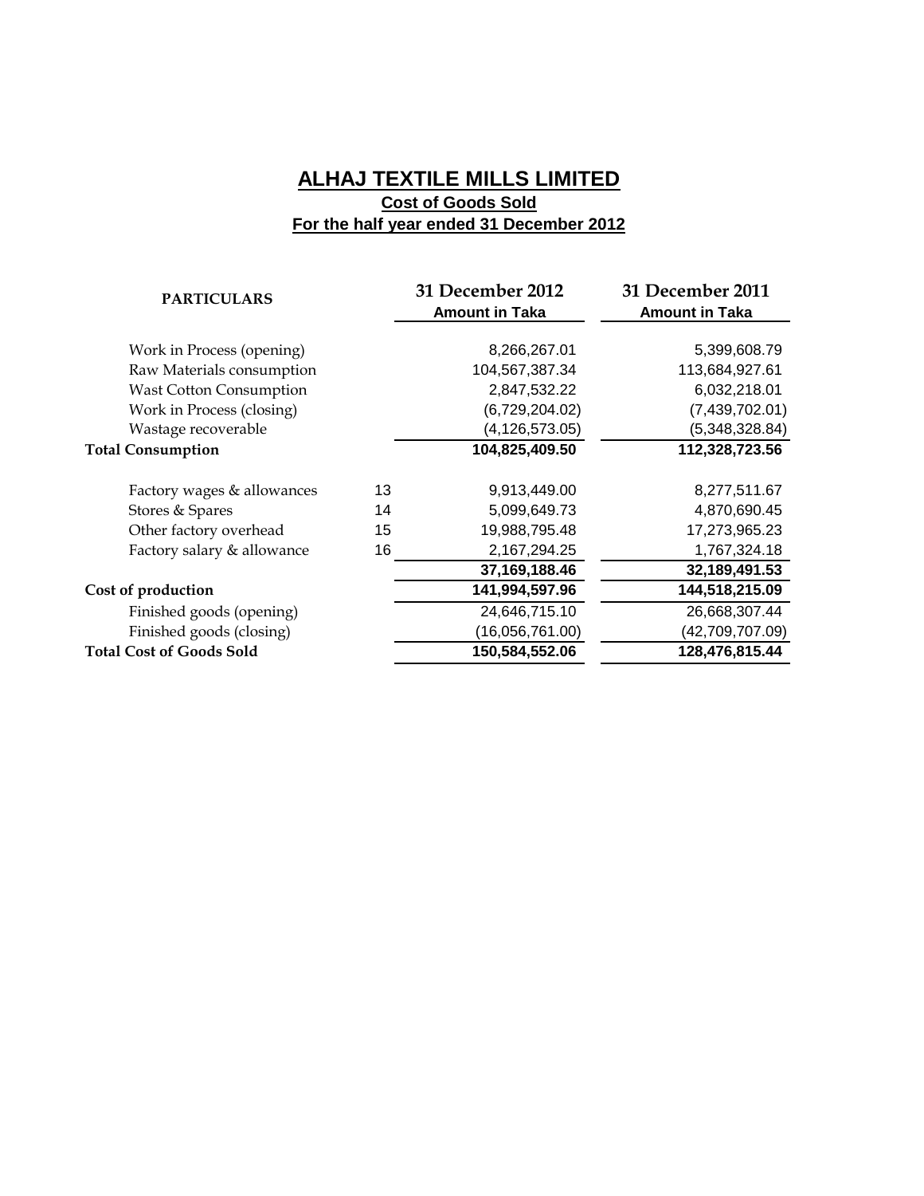# ALHAJ TEXTILE MILLS LIMITED

## Cost of Goods Sold

### For the half year ended 31 December 2012

| PARTICULARS | | 31 December 2012<br>Amount in Taka | 31 December 2011<br>Amount in Taka |
|---|---|---|---|
| Work in Process (opening) | | 8,266,267.01 | 5,399,608.79 |
| Raw Materials consumption | | 104,567,387.34 | 113,684,927.61 |
| Wast Cotton Consumption | | 2,847,532.22 | 6,032,218.01 |
| Work in Process (closing) | | (6,729,204.02) | (7,439,702.01) |
| Wastage recoverable | | (4,126,573.05) | (5,348,328.84) |
| **Total Consumption** | | **104,825,409.50** | **112,328,723.56** |
| Factory wages & allowances | 13 | 9,913,449.00 | 8,277,511.67 |
| Stores & Spares | 14 | 5,099,649.73 | 4,870,690.45 |
| Other factory overhead | 15 | 19,988,795.48 | 17,273,965.23 |
| Factory salary & allowance | 16 | 2,167,294.25 | 1,767,324.18 |
| | | **37,169,188.46** | **32,189,491.53** |
| **Cost of production** | | **141,994,597.96** | **144,518,215.09** |
| Finished goods (opening) | | 24,646,715.10 | 26,668,307.44 |
| Finished goods (closing) | | (16,056,761.00) | (42,709,707.09) |
| **Total Cost of Goods Sold** | | **150,584,552.06** | **128,476,815.44** |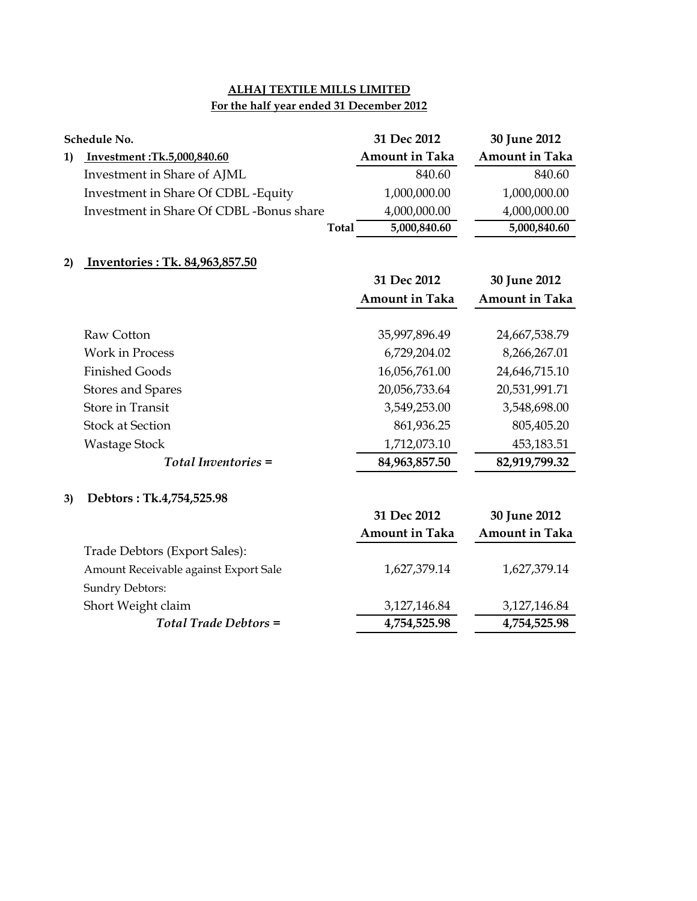**ALHAJ TEXTILE MILLS LIMITED**

**For the half year ended 31 December 2012**

| Schedule No. | 31 Dec 2012 | 30 June 2012 |
|---|---|---|
| **1) Investment :Tk.5,000,840.60** | **Amount in Taka** | **Amount in Taka** |
| Investment in Share of AJML | 840.60 | 840.60 |
| Investment in Share Of CDBL -Equity | 1,000,000.00 | 1,000,000.00 |
| Investment in Share Of CDBL -Bonus share | 4,000,000.00 | 4,000,000.00 |
| **Total** | **5,000,840.60** | **5,000,840.60** |

**2) Inventories : Tk. 84,963,857.50**

| | 31 Dec 2012 | 30 June 2012 |
|---|---|---|
| | **Amount in Taka** | **Amount in Taka** |
| Raw Cotton | 35,997,896.49 | 24,667,538.79 |
| Work in Process | 6,729,204.02 | 8,266,267.01 |
| Finished Goods | 16,056,761.00 | 24,646,715.10 |
| Stores and Spares | 20,056,733.64 | 20,531,991.71 |
| Store in Transit | 3,549,253.00 | 3,548,698.00 |
| Stock at Section | 861,936.25 | 805,405.20 |
| Wastage Stock | 1,712,073.10 | 453,183.51 |
| ***Total Inventories =*** | **84,963,857.50** | **82,919,799.32** |

**3) Debtors : Tk.4,754,525.98**

| | 31 Dec 2012 | 30 June 2012 |
|---|---|---|
| | **Amount in Taka** | **Amount in Taka** |
| Trade Debtors (Export Sales): | | |
| Amount Receivable against Export Sale | 1,627,379.14 | 1,627,379.14 |
| Sundry Debtors: | | |
| Short Weight claim | 3,127,146.84 | 3,127,146.84 |
| ***Total Trade Debtors =*** | **4,754,525.98** | **4,754,525.98** |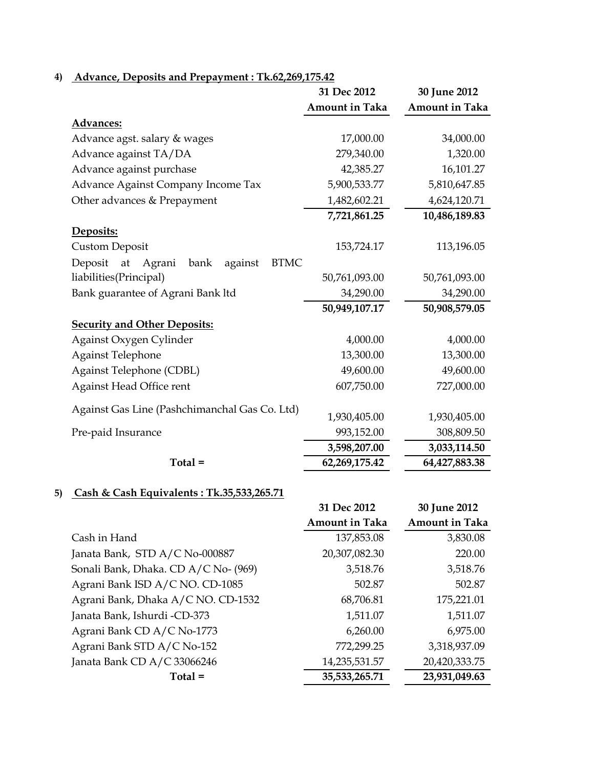#### 4) Advance, Deposits and Prepayment : Tk.62,269,175.42

| | 31 Dec 2012 | 30 June 2012 |
|---|---|---|
| | Amount in Taka | Amount in Taka |
| **Advances:** | | |
| Advance agst. salary & wages | 17,000.00 | 34,000.00 |
| Advance against TA/DA | 279,340.00 | 1,320.00 |
| Advance against purchase | 42,385.27 | 16,101.27 |
| Advance Against Company Income Tax | 5,900,533.77 | 5,810,647.85 |
| Other advances & Prepayment | 1,482,602.21 | 4,624,120.71 |
| | **7,721,861.25** | **10,486,189.83** |
| **Deposits:** | | |
| Custom Deposit | 153,724.17 | 113,196.05 |
| Deposit at Agrani bank against BTMC liabilities(Principal) | 50,761,093.00 | 50,761,093.00 |
| Bank guarantee of Agrani Bank ltd | 34,290.00 | 34,290.00 |
| | **50,949,107.17** | **50,908,579.05** |
| **Security and Other Deposits:** | | |
| Against Oxygen Cylinder | 4,000.00 | 4,000.00 |
| Against Telephone | 13,300.00 | 13,300.00 |
| Against Telephone (CDBL) | 49,600.00 | 49,600.00 |
| Against Head Office rent | 607,750.00 | 727,000.00 |
| Against Gas Line (Pashchimanchal Gas Co. Ltd) | 1,930,405.00 | 1,930,405.00 |
| Pre-paid Insurance | 993,152.00 | 308,809.50 |
| | **3,598,207.00** | **3,033,114.50** |
| **Total =** | **62,269,175.42** | **64,427,883.38** |

#### 5) Cash & Cash Equivalents : Tk.35,533,265.71

| | 31 Dec 2012 | 30 June 2012 |
|---|---|---|
| | Amount in Taka | Amount in Taka |
| Cash in Hand | 137,853.08 | 3,830.08 |
| Janata Bank, STD A/C No-000887 | 20,307,082.30 | 220.00 |
| Sonali Bank, Dhaka. CD A/C No- (969) | 3,518.76 | 3,518.76 |
| Agrani Bank ISD A/C NO. CD-1085 | 502.87 | 502.87 |
| Agrani Bank, Dhaka A/C NO. CD-1532 | 68,706.81 | 175,221.01 |
| Janata Bank, Ishurdi -CD-373 | 1,511.07 | 1,511.07 |
| Agrani Bank CD A/C No-1773 | 6,260.00 | 6,975.00 |
| Agrani Bank STD A/C No-152 | 772,299.25 | 3,318,937.09 |
| Janata Bank CD A/C 33066246 | 14,235,531.57 | 20,420,333.75 |
| **Total =** | **35,533,265.71** | **23,931,049.63** |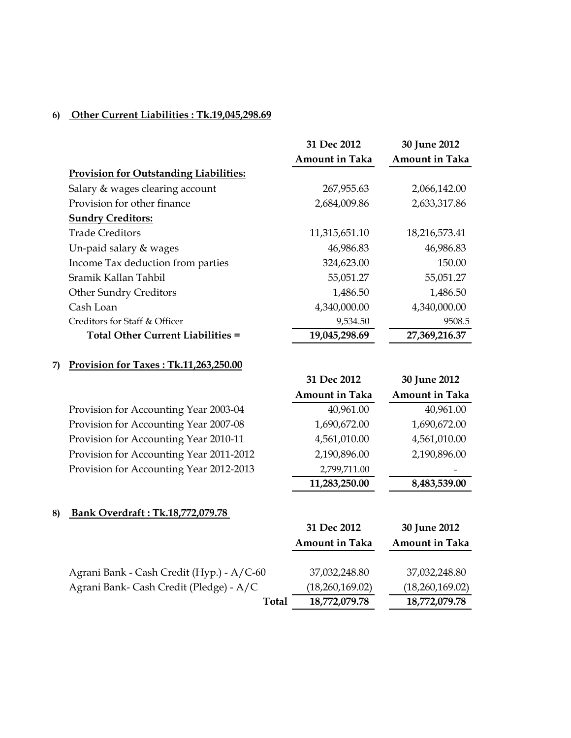**6) Other Current Liabilities : Tk.19,045,298.69**

| | 31 Dec 2012<br>Amount in Taka | 30 June 2012<br>Amount in Taka |
|---|---|---|
| **Provision for Outstanding Liabilities:** | | |
| Salary & wages clearing account | 267,955.63 | 2,066,142.00 |
| Provision for other finance | 2,684,009.86 | 2,633,317.86 |
| **Sundry Creditors:** | | |
| Trade Creditors | 11,315,651.10 | 18,216,573.41 |
| Un-paid salary & wages | 46,986.83 | 46,986.83 |
| Income Tax deduction from parties | 324,623.00 | 150.00 |
| Sramik Kallan Tahbil | 55,051.27 | 55,051.27 |
| Other Sundry Creditors | 1,486.50 | 1,486.50 |
| Cash Loan | 4,340,000.00 | 4,340,000.00 |
| Creditors for Staff & Officer | 9,534.50 | 9508.5 |
| **Total Other Current Liabilities =** | **19,045,298.69** | **27,369,216.37** |

**7) Provision for Taxes : Tk.11,263,250.00**

| | 31 Dec 2012<br>Amount in Taka | 30 June 2012<br>Amount in Taka |
|---|---|---|
| Provision for Accounting Year 2003-04 | 40,961.00 | 40,961.00 |
| Provision for Accounting Year 2007-08 | 1,690,672.00 | 1,690,672.00 |
| Provision for Accounting Year 2010-11 | 4,561,010.00 | 4,561,010.00 |
| Provision for Accounting Year 2011-2012 | 2,190,896.00 | 2,190,896.00 |
| Provision for Accounting Year 2012-2013 | 2,799,711.00 | - |
| | **11,283,250.00** | **8,483,539.00** |

**8) Bank Overdraft : Tk.18,772,079.78**

| | 31 Dec 2012<br>Amount in Taka | 30 June 2012<br>Amount in Taka |
|---|---|---|
| Agrani Bank - Cash Credit (Hyp.) - A/C-60 | 37,032,248.80 | 37,032,248.80 |
| Agrani Bank- Cash Credit (Pledge) - A/C | (18,260,169.02) | (18,260,169.02) |
| **Total** | **18,772,079.78** | **18,772,079.78** |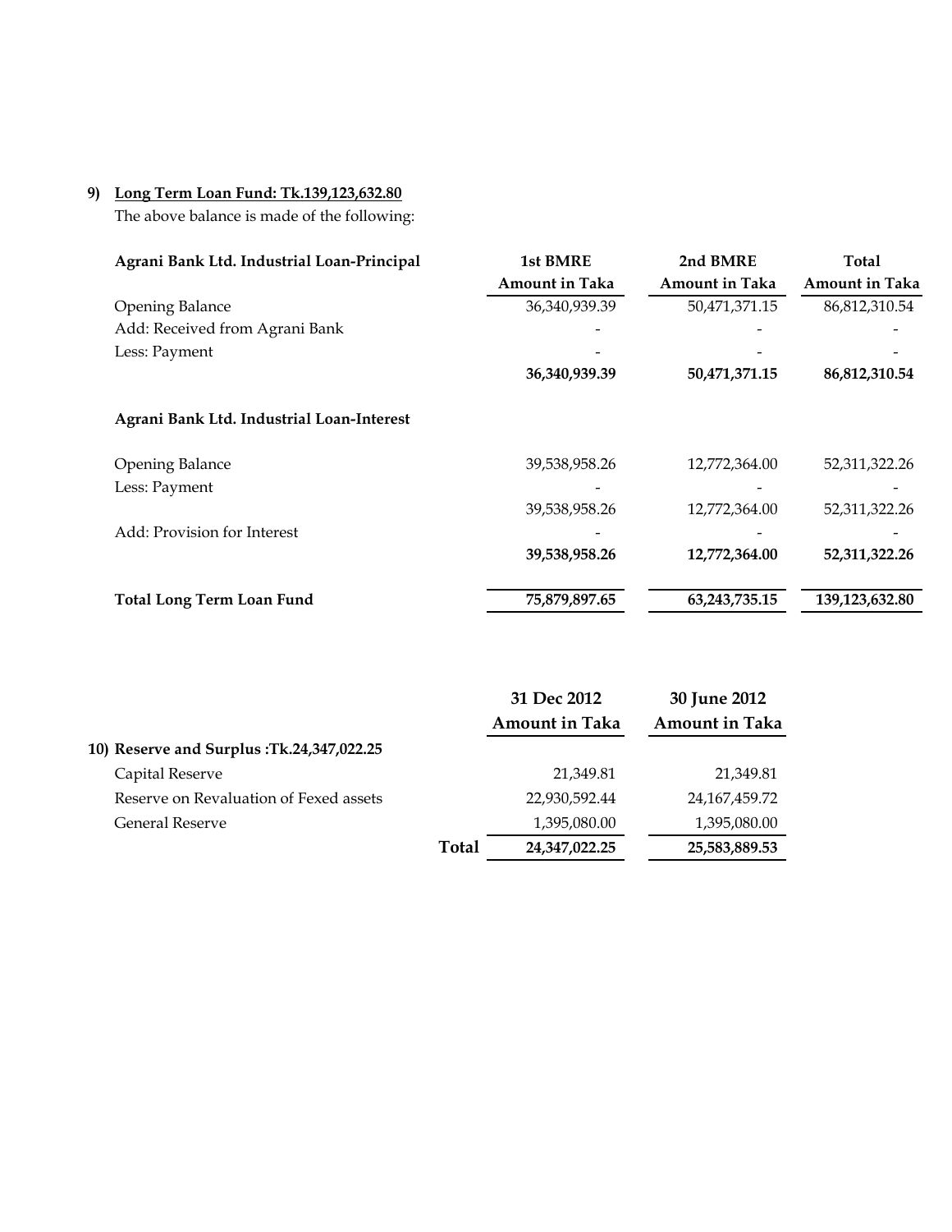**9) Long Term Loan Fund: Tk.139,123,632.80**

The above balance is made of the following:

| Agrani Bank Ltd. Industrial Loan-Principal | 1st BMRE Amount in Taka | 2nd BMRE Amount in Taka | Total Amount in Taka |
|---|---|---|---|
| Opening Balance | 36,340,939.39 | 50,471,371.15 | 86,812,310.54 |
| Add: Received from Agrani Bank | - | - | - |
| Less: Payment | - | - | - |
| | **36,340,939.39** | **50,471,371.15** | **86,812,310.54** |
| **Agrani Bank Ltd. Industrial Loan-Interest** | | | |
| Opening Balance | 39,538,958.26 | 12,772,364.00 | 52,311,322.26 |
| Less: Payment | - | - | - |
| | 39,538,958.26 | 12,772,364.00 | 52,311,322.26 |
| Add: Provision for Interest | - | - | - |
| | **39,538,958.26** | **12,772,364.00** | **52,311,322.26** |
| **Total Long Term Loan Fund** | **75,879,897.65** | **63,243,735.15** | **139,123,632.80** |

| | 31 Dec 2012 Amount in Taka | 30 June 2012 Amount in Taka |
|---|---|---|
| **10) Reserve and Surplus :Tk.24,347,022.25** | | |
| Capital Reserve | 21,349.81 | 21,349.81 |
| Reserve on Revaluation of Fexed assets | 22,930,592.44 | 24,167,459.72 |
| General Reserve | 1,395,080.00 | 1,395,080.00 |
| **Total** | **24,347,022.25** | **25,583,889.53** |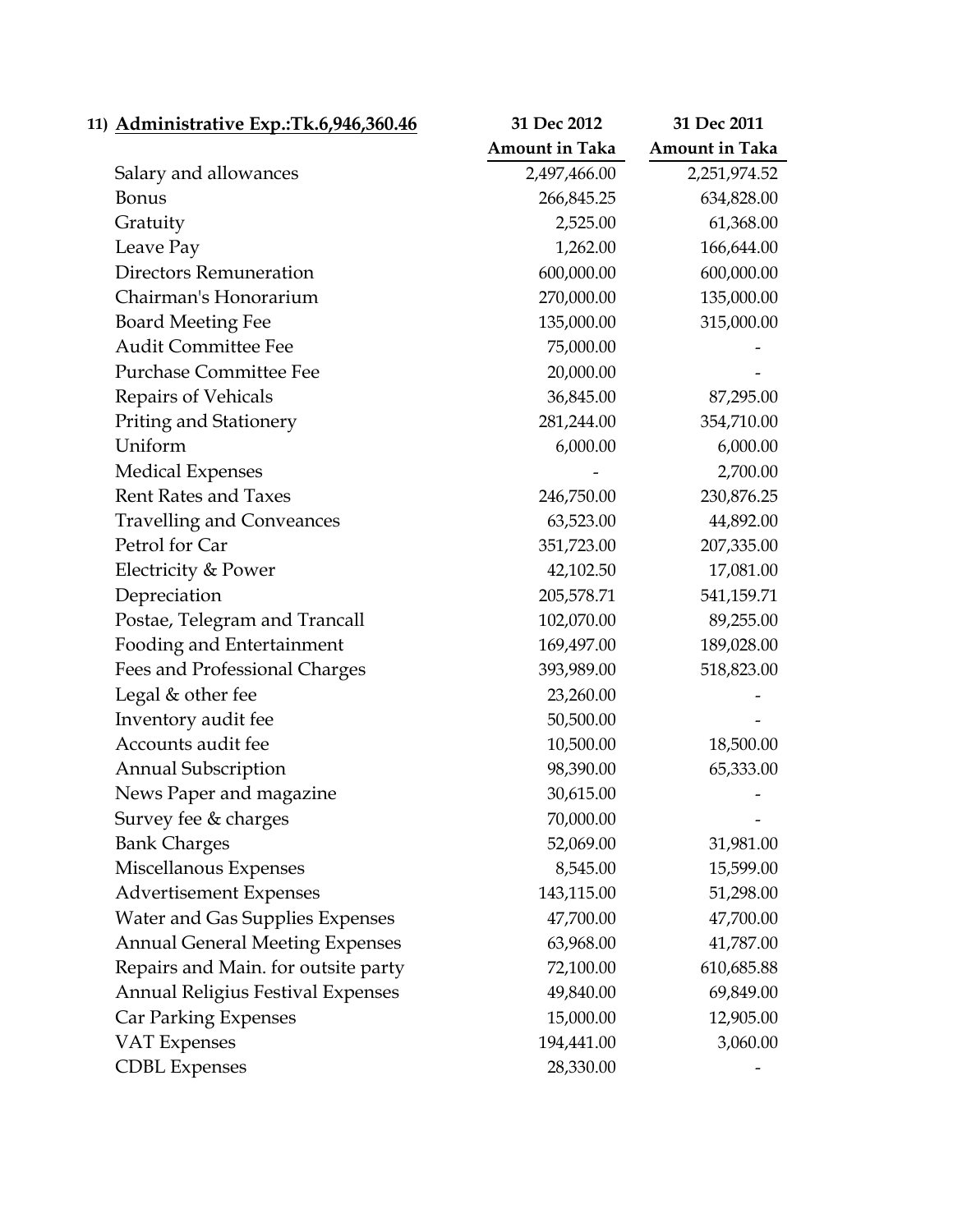| 11) **Administrative Exp.:Tk.6,946,360.46** | **31 Dec 2012** | **31 Dec 2011** |
|---|---|---|
| | **Amount in Taka** | **Amount in Taka** |
| Salary and allowances | 2,497,466.00 | 2,251,974.52 |
| Bonus | 266,845.25 | 634,828.00 |
| Gratuity | 2,525.00 | 61,368.00 |
| Leave Pay | 1,262.00 | 166,644.00 |
| Directors Remuneration | 600,000.00 | 600,000.00 |
| Chairman's Honorarium | 270,000.00 | 135,000.00 |
| Board Meeting Fee | 135,000.00 | 315,000.00 |
| Audit Committee Fee | 75,000.00 | - |
| Purchase Committee Fee | 20,000.00 | - |
| Repairs of Vehicals | 36,845.00 | 87,295.00 |
| Priting and Stationery | 281,244.00 | 354,710.00 |
| Uniform | 6,000.00 | 6,000.00 |
| Medical Expenses | - | 2,700.00 |
| Rent Rates and Taxes | 246,750.00 | 230,876.25 |
| Travelling and Conveances | 63,523.00 | 44,892.00 |
| Petrol for Car | 351,723.00 | 207,335.00 |
| Electricity & Power | 42,102.50 | 17,081.00 |
| Depreciation | 205,578.71 | 541,159.71 |
| Postae, Telegram and Trancall | 102,070.00 | 89,255.00 |
| Fooding and Entertainment | 169,497.00 | 189,028.00 |
| Fees and Professional Charges | 393,989.00 | 518,823.00 |
| Legal & other fee | 23,260.00 | - |
| Inventory audit fee | 50,500.00 | - |
| Accounts audit fee | 10,500.00 | 18,500.00 |
| Annual Subscription | 98,390.00 | 65,333.00 |
| News Paper and magazine | 30,615.00 | - |
| Survey fee & charges | 70,000.00 | - |
| Bank Charges | 52,069.00 | 31,981.00 |
| Miscellanous Expenses | 8,545.00 | 15,599.00 |
| Advertisement Expenses | 143,115.00 | 51,298.00 |
| Water and Gas Supplies Expenses | 47,700.00 | 47,700.00 |
| Annual General Meeting Expenses | 63,968.00 | 41,787.00 |
| Repairs and Main. for outsite party | 72,100.00 | 610,685.88 |
| Annual Religius Festival Expenses | 49,840.00 | 69,849.00 |
| Car Parking Expenses | 15,000.00 | 12,905.00 |
| VAT Expenses | 194,441.00 | 3,060.00 |
| CDBL Expenses | 28,330.00 | - |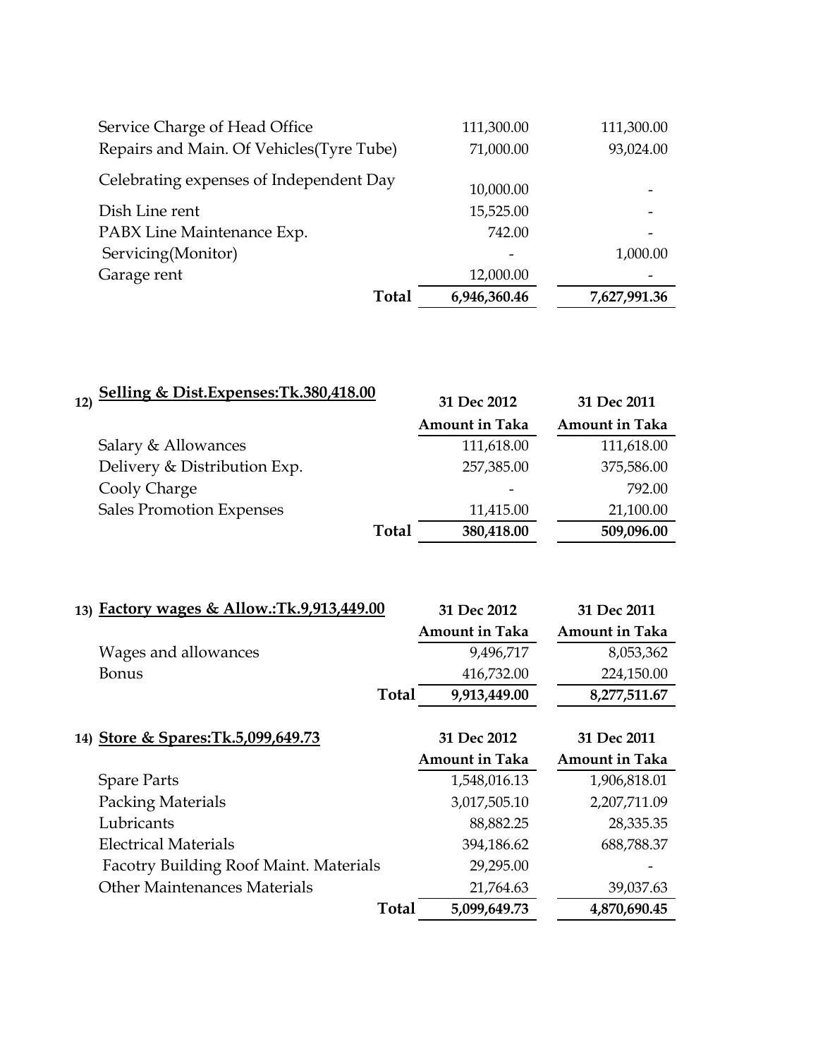| | | |
|---|---|---|
| Service Charge of Head Office | 111,300.00 | 111,300.00 |
| Repairs and Main. Of Vehicles(Tyre Tube) | 71,000.00 | 93,024.00 |
| Celebrating expenses of Independent Day | 10,000.00 | - |
| Dish Line rent | 15,525.00 | - |
| PABX Line Maintenance Exp. | 742.00 | - |
| Servicing(Monitor) | - | 1,000.00 |
| Garage rent | 12,000.00 | - |
| **Total** | **6,946,360.46** | **7,627,991.36** |

**12) Selling & Dist.Expenses:Tk.380,418.00**

| | 31 Dec 2012 | 31 Dec 2011 |
|---|---|---|
| | **Amount in Taka** | **Amount in Taka** |
| Salary & Allowances | 111,618.00 | 111,618.00 |
| Delivery & Distribution Exp. | 257,385.00 | 375,586.00 |
| Cooly Charge | - | 792.00 |
| Sales Promotion Expenses | 11,415.00 | 21,100.00 |
| **Total** | **380,418.00** | **509,096.00** |

**13) Factory wages & Allow.:Tk.9,913,449.00**

| | 31 Dec 2012 | 31 Dec 2011 |
|---|---|---|
| | **Amount in Taka** | **Amount in Taka** |
| Wages and allowances | 9,496,717 | 8,053,362 |
| Bonus | 416,732.00 | 224,150.00 |
| **Total** | **9,913,449.00** | **8,277,511.67** |

**14) Store & Spares:Tk.5,099,649.73**

| | 31 Dec 2012 | 31 Dec 2011 |
|---|---|---|
| | **Amount in Taka** | **Amount in Taka** |
| Spare Parts | 1,548,016.13 | 1,906,818.01 |
| Packing Materials | 3,017,505.10 | 2,207,711.09 |
| Lubricants | 88,882.25 | 28,335.35 |
| Electrical Materials | 394,186.62 | 688,788.37 |
| Facotry Building Roof Maint. Materials | 29,295.00 | - |
| Other Maintenances Materials | 21,764.63 | 39,037.63 |
| **Total** | **5,099,649.73** | **4,870,690.45** |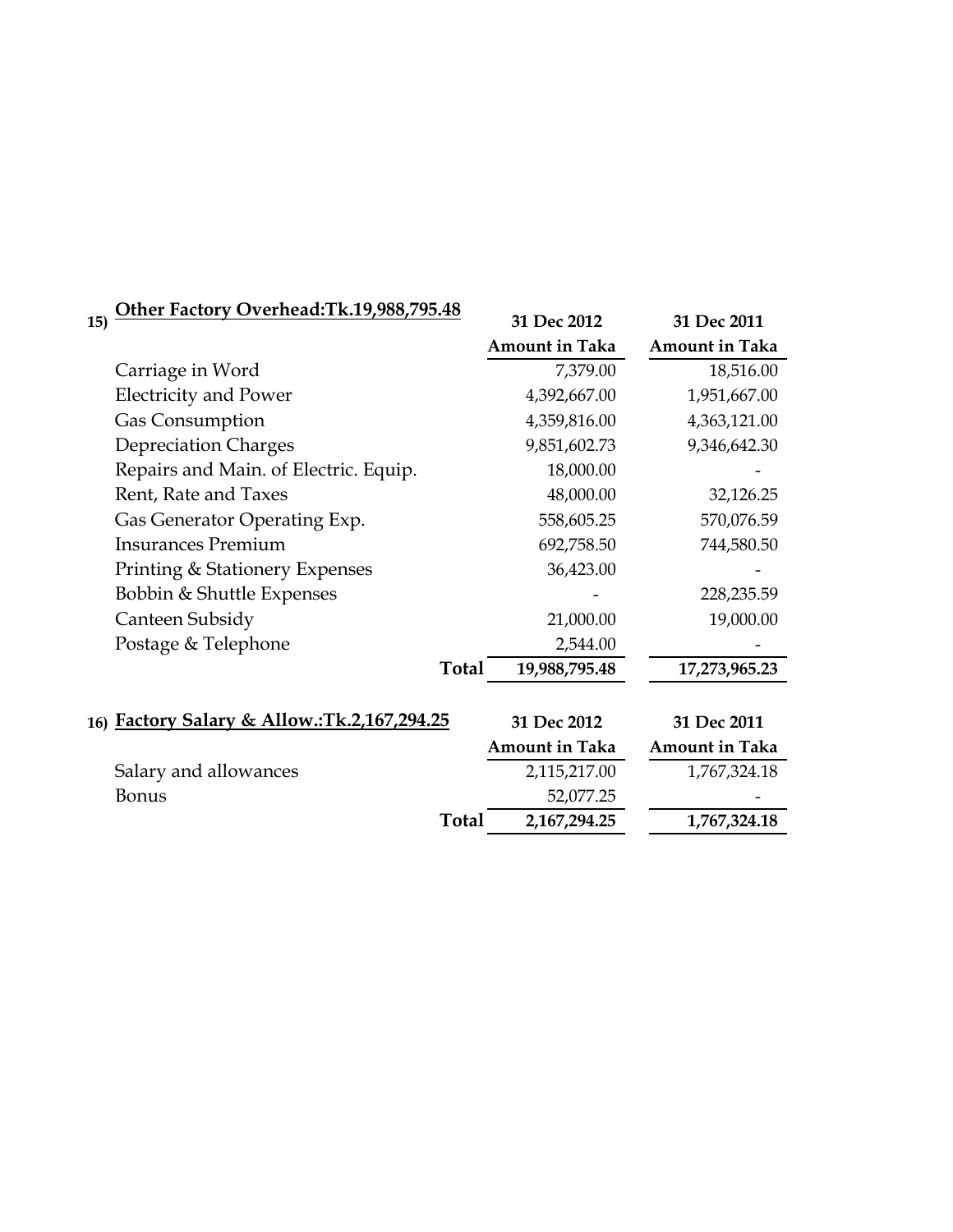**15) Other Factory Overhead:Tk.19,988,795.48**

| | 31 Dec 2012 | 31 Dec 2011 |
|---|---|---|
| | **Amount in Taka** | **Amount in Taka** |
| Carriage in Word | 7,379.00 | 18,516.00 |
| Electricity and Power | 4,392,667.00 | 1,951,667.00 |
| Gas Consumption | 4,359,816.00 | 4,363,121.00 |
| Depreciation Charges | 9,851,602.73 | 9,346,642.30 |
| Repairs and Main. of Electric. Equip. | 18,000.00 | - |
| Rent, Rate and Taxes | 48,000.00 | 32,126.25 |
| Gas Generator Operating Exp. | 558,605.25 | 570,076.59 |
| Insurances Premium | 692,758.50 | 744,580.50 |
| Printing & Stationery Expenses | 36,423.00 | - |
| Bobbin & Shuttle Expenses | - | 228,235.59 |
| Canteen Subsidy | 21,000.00 | 19,000.00 |
| Postage & Telephone | 2,544.00 | - |
| **Total** | **19,988,795.48** | **17,273,965.23** |

**16) Factory Salary & Allow.:Tk.2,167,294.25**

| | 31 Dec 2012 | 31 Dec 2011 |
|---|---|---|
| | **Amount in Taka** | **Amount in Taka** |
| Salary and allowances | 2,115,217.00 | 1,767,324.18 |
| Bonus | 52,077.25 | - |
| **Total** | **2,167,294.25** | **1,767,324.18** |